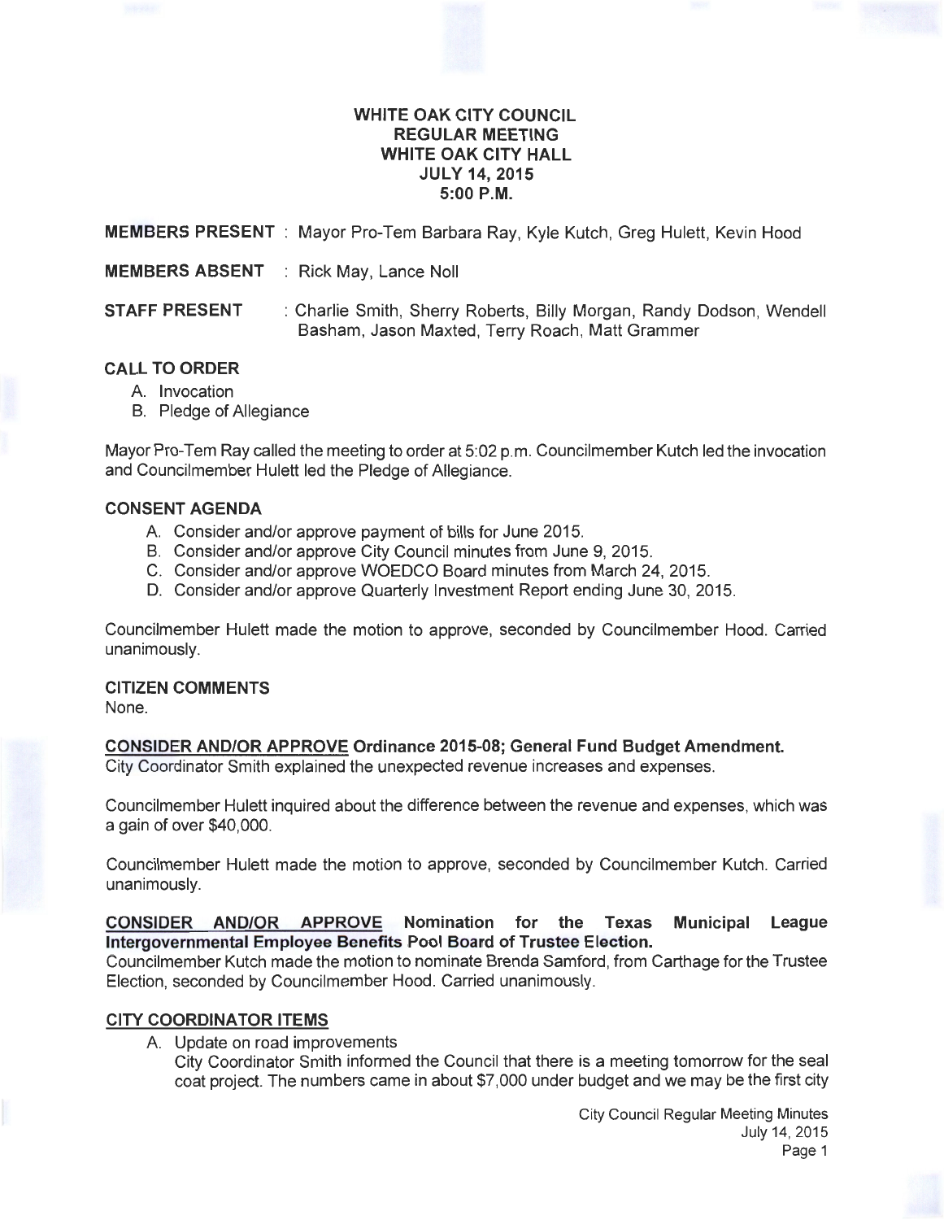# WHITE OAK CITY COUNCIL
## REGULAR MEETING
## WHITE OAK CITY HALL
## JULY 14, 2015
## 5:00 P.M.

**MEMBERS PRESENT** : Mayor Pro-Tem Barbara Ray, Kyle Kutch, Greg Hulett, Kevin Hood

**MEMBERS ABSENT** : Rick May, Lance Noll

**STAFF PRESENT** : Charlie Smith, Sherry Roberts, Billy Morgan, Randy Dodson, Wendell Basham, Jason Maxted, Terry Roach, Matt Grammer

### CALL TO ORDER

A. Invocation
B. Pledge of Allegiance

Mayor Pro-Tem Ray called the meeting to order at 5:02 p.m. Councilmember Kutch led the invocation and Councilmember Hulett led the Pledge of Allegiance.

### CONSENT AGENDA

A. Consider and/or approve payment of bills for June 2015.
B. Consider and/or approve City Council minutes from June 9, 2015.
C. Consider and/or approve WOEDCO Board minutes from March 24, 2015.
D. Consider and/or approve Quarterly Investment Report ending June 30, 2015.

Councilmember Hulett made the motion to approve, seconded by Councilmember Hood. Carried unanimously.

### CITIZEN COMMENTS

None.

**CONSIDER AND/OR APPROVE Ordinance 2015-08; General Fund Budget Amendment.**
City Coordinator Smith explained the unexpected revenue increases and expenses.

Councilmember Hulett inquired about the difference between the revenue and expenses, which was a gain of over $40,000.

Councilmember Hulett made the motion to approve, seconded by Councilmember Kutch. Carried unanimously.

**CONSIDER AND/OR APPROVE Nomination for the Texas Municipal League Intergovernmental Employee Benefits Pool Board of Trustee Election.**
Councilmember Kutch made the motion to nominate Brenda Samford, from Carthage for the Trustee Election, seconded by Councilmember Hood. Carried unanimously.

### CITY COORDINATOR ITEMS

A. Update on road improvements
City Coordinator Smith informed the Council that there is a meeting tomorrow for the seal coat project. The numbers came in about $7,000 under budget and we may be the first city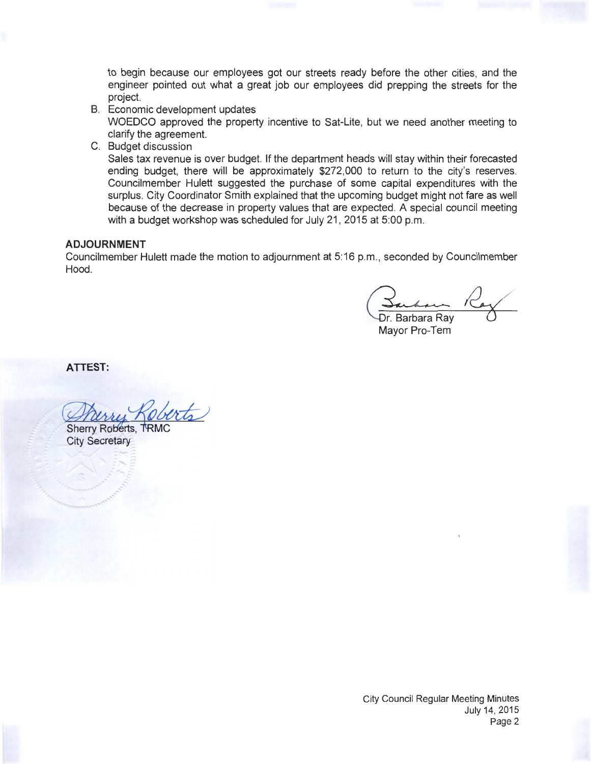to begin because our employees got our streets ready before the other cities, and the engineer pointed out what a great job our employees did prepping the streets for the project.

B. Economic development updates
   WOEDCO approved the property incentive to Sat-Lite, but we need another meeting to clarify the agreement.
C. Budget discussion
   Sales tax revenue is over budget. If the department heads will stay within their forecasted ending budget, there will be approximately $272,000 to return to the city's reserves. Councilmember Hulett suggested the purchase of some capital expenditures with the surplus. City Coordinator Smith explained that the upcoming budget might not fare as well because of the decrease in property values that are expected. A special council meeting with a budget workshop was scheduled for July 21, 2015 at 5:00 p.m.

**ADJOURNMENT**

Councilmember Hulett made the motion to adjournment at 5:16 p.m., seconded by Councilmember Hood.

Dr. Barbara Ray
Mayor Pro-Tem

**ATTEST:**

Sherry Roberts, TRMC
City Secretary

City Council Regular Meeting Minutes
July 14, 2015